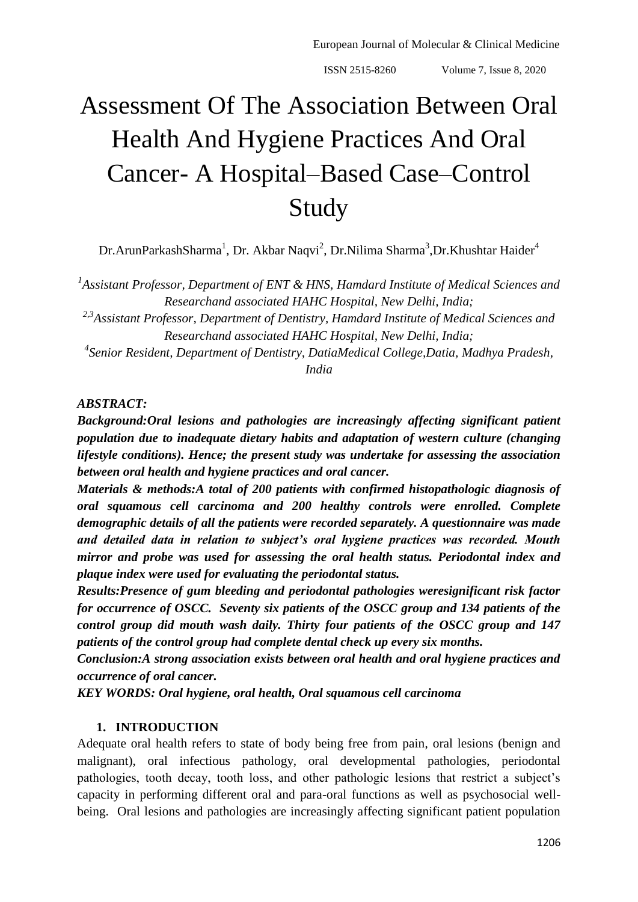# Assessment Of The Association Between Oral Health And Hygiene Practices And Oral Cancer- A Hospital–Based Case–Control Study

Dr.ArunParkashSharma[1], Dr. Akbar Naqvi[2], Dr.Nilima Sharma[3],Dr.Khushtar Haider[4]

*[1]Assistant Professor, Department of ENT & HNS, Hamdard Institute of Medical Sciences and Researchand associated HAHC Hospital, New Delhi, India;*

*[2,3]Assistant Professor, Department of Dentistry, Hamdard Institute of Medical Sciences and Researchand associated HAHC Hospital, New Delhi, India;*

*[4]Senior Resident, Department of Dentistry, DatiaMedical College,Datia, Madhya Pradesh, India*

***ABSTRACT:***

***Background:Oral lesions and pathologies are increasingly affecting significant patient population due to inadequate dietary habits and adaptation of western culture (changing lifestyle conditions). Hence; the present study was undertake for assessing the association between oral health and hygiene practices and oral cancer.***

***Materials & methods:A total of 200 patients with confirmed histopathologic diagnosis of oral squamous cell carcinoma and 200 healthy controls were enrolled. Complete demographic details of all the patients were recorded separately. A questionnaire was made and detailed data in relation to subject's oral hygiene practices was recorded. Mouth mirror and probe was used for assessing the oral health status. Periodontal index and plaque index were used for evaluating the periodontal status.***

***Results:Presence of gum bleeding and periodontal pathologies weresignificant risk factor for occurrence of OSCC. Seventy six patients of the OSCC group and 134 patients of the control group did mouth wash daily. Thirty four patients of the OSCC group and 147 patients of the control group had complete dental check up every six months.***

***Conclusion:A strong association exists between oral health and oral hygiene practices and occurrence of oral cancer.***

***KEY WORDS: Oral hygiene, oral health, Oral squamous cell carcinoma***

## 1. INTRODUCTION

Adequate oral health refers to state of body being free from pain, oral lesions (benign and malignant), oral infectious pathology, oral developmental pathologies, periodontal pathologies, tooth decay, tooth loss, and other pathologic lesions that restrict a subject's capacity in performing different oral and para-oral functions as well as psychosocial well-being. Oral lesions and pathologies are increasingly affecting significant patient population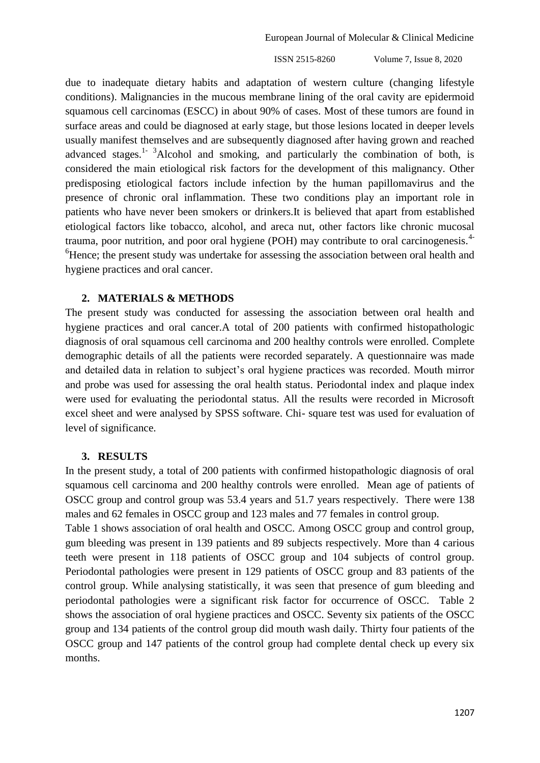due to inadequate dietary habits and adaptation of western culture (changing lifestyle conditions). Malignancies in the mucous membrane lining of the oral cavity are epidermoid squamous cell carcinomas (ESCC) in about 90% of cases. Most of these tumors are found in surface areas and could be diagnosed at early stage, but those lesions located in deeper levels usually manifest themselves and are subsequently diagnosed after having grown and reached advanced stages.[1-3]Alcohol and smoking, and particularly the combination of both, is considered the main etiological risk factors for the development of this malignancy. Other predisposing etiological factors include infection by the human papillomavirus and the presence of chronic oral inflammation. These two conditions play an important role in patients who have never been smokers or drinkers.It is believed that apart from established etiological factors like tobacco, alcohol, and areca nut, other factors like chronic mucosal trauma, poor nutrition, and poor oral hygiene (POH) may contribute to oral carcinogenesis.[4-6]Hence; the present study was undertake for assessing the association between oral health and hygiene practices and oral cancer.

## 2. MATERIALS & METHODS

The present study was conducted for assessing the association between oral health and hygiene practices and oral cancer.A total of 200 patients with confirmed histopathologic diagnosis of oral squamous cell carcinoma and 200 healthy controls were enrolled. Complete demographic details of all the patients were recorded separately. A questionnaire was made and detailed data in relation to subject's oral hygiene practices was recorded. Mouth mirror and probe was used for assessing the oral health status. Periodontal index and plaque index were used for evaluating the periodontal status. All the results were recorded in Microsoft excel sheet and were analysed by SPSS software. Chi- square test was used for evaluation of level of significance.

## 3. RESULTS

In the present study, a total of 200 patients with confirmed histopathologic diagnosis of oral squamous cell carcinoma and 200 healthy controls were enrolled. Mean age of patients of OSCC group and control group was 53.4 years and 51.7 years respectively. There were 138 males and 62 females in OSCC group and 123 males and 77 females in control group.

Table 1 shows association of oral health and OSCC. Among OSCC group and control group, gum bleeding was present in 139 patients and 89 subjects respectively. More than 4 carious teeth were present in 118 patients of OSCC group and 104 subjects of control group. Periodontal pathologies were present in 129 patients of OSCC group and 83 patients of the control group. While analysing statistically, it was seen that presence of gum bleeding and periodontal pathologies were a significant risk factor for occurrence of OSCC. Table 2 shows the association of oral hygiene practices and OSCC. Seventy six patients of the OSCC group and 134 patients of the control group did mouth wash daily. Thirty four patients of the OSCC group and 147 patients of the control group had complete dental check up every six months.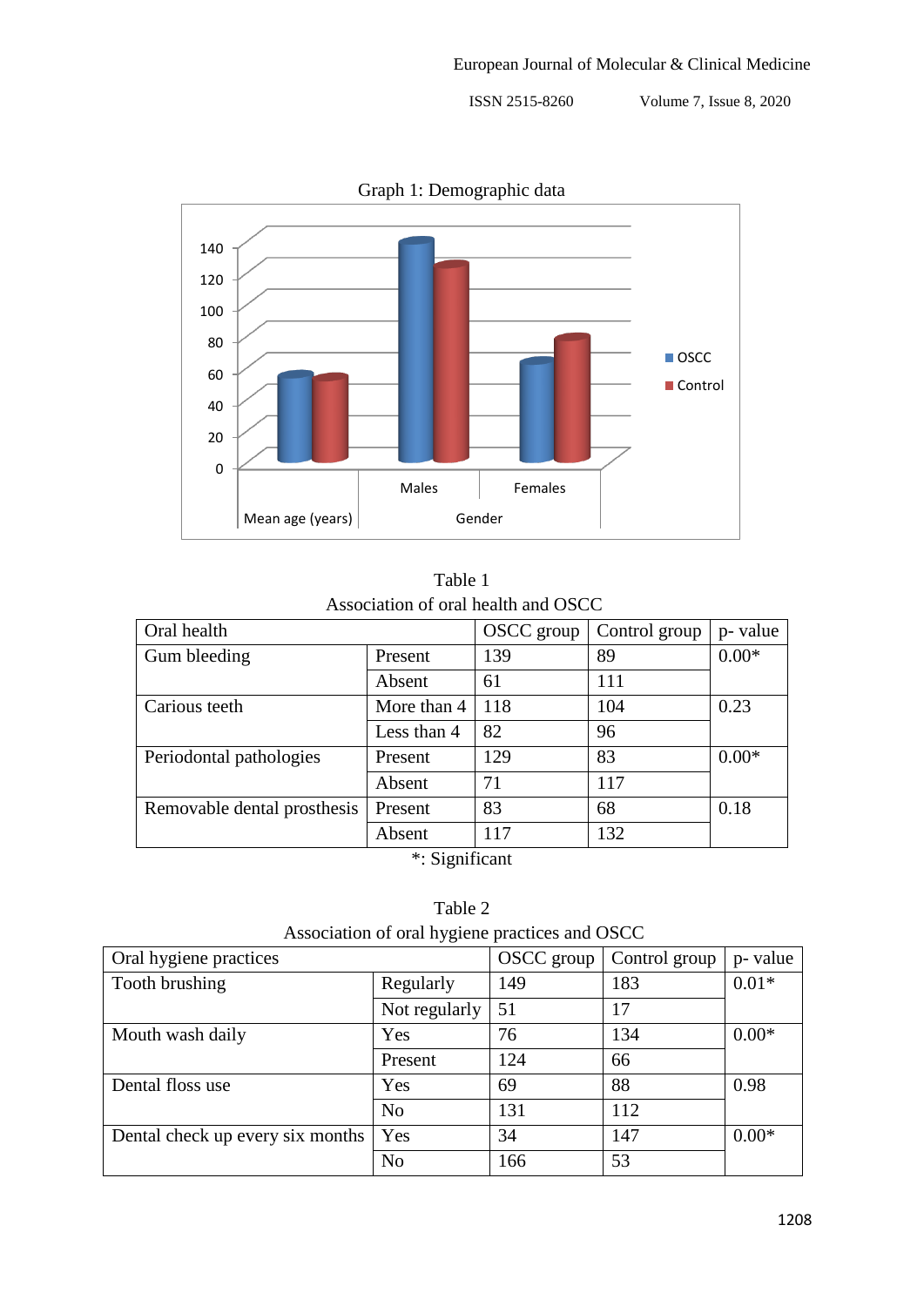Graph 1: Demographic data

Table 1

Association of oral health and OSCC

| Oral health | | OSCC group | Control group | p- value |
|---|---|---|---|---|
| Gum bleeding | Present | 139 | 89 | 0.00* |
| | Absent | 61 | 111 | |
| Carious teeth | More than 4 | 118 | 104 | 0.23 |
| | Less than 4 | 82 | 96 | |
| Periodontal pathologies | Present | 129 | 83 | 0.00* |
| | Absent | 71 | 117 | |
| Removable dental prosthesis | Present | 83 | 68 | 0.18 |
| | Absent | 117 | 132 | |

*: Significant

Table 2

Association of oral hygiene practices and OSCC

| Oral hygiene practices | | OSCC group | Control group | p- value |
|---|---|---|---|---|
| Tooth brushing | Regularly | 149 | 183 | 0.01* |
| | Not regularly | 51 | 17 | |
| Mouth wash daily | Yes | 76 | 134 | 0.00* |
| | Present | 124 | 66 | |
| Dental floss use | Yes | 69 | 88 | 0.98 |
| | No | 131 | 112 | |
| Dental check up every six months | Yes | 34 | 147 | 0.00* |
| | No | 166 | 53 | |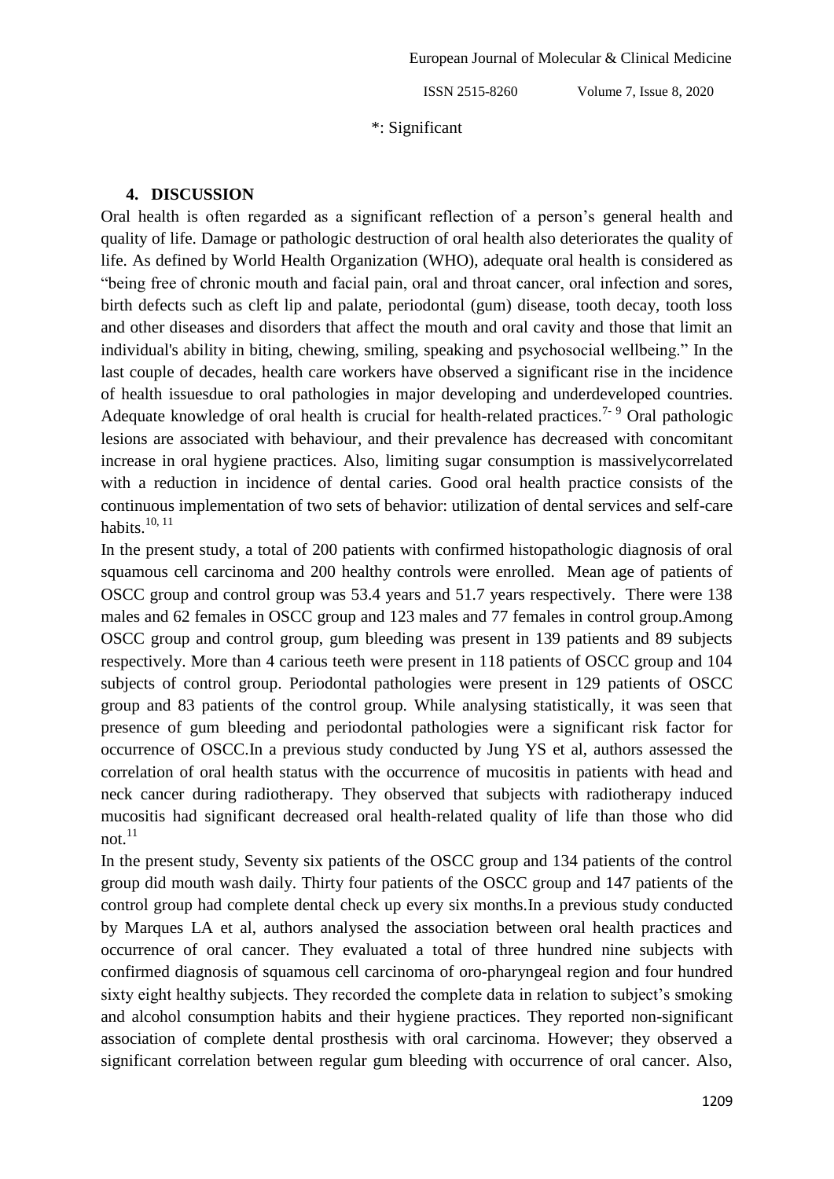*: Significant

## 4. DISCUSSION

Oral health is often regarded as a significant reflection of a person's general health and quality of life. Damage or pathologic destruction of oral health also deteriorates the quality of life. As defined by World Health Organization (WHO), adequate oral health is considered as "being free of chronic mouth and facial pain, oral and throat cancer, oral infection and sores, birth defects such as cleft lip and palate, periodontal (gum) disease, tooth decay, tooth loss and other diseases and disorders that affect the mouth and oral cavity and those that limit an individual's ability in biting, chewing, smiling, speaking and psychosocial wellbeing." In the last couple of decades, health care workers have observed a significant rise in the incidence of health issuesdue to oral pathologies in major developing and underdeveloped countries. Adequate knowledge of oral health is crucial for health-related practices.[7-9] Oral pathologic lesions are associated with behaviour, and their prevalence has decreased with concomitant increase in oral hygiene practices. Also, limiting sugar consumption is massivelycorrelated with a reduction in incidence of dental caries. Good oral health practice consists of the continuous implementation of two sets of behavior: utilization of dental services and self-care habits.[10, 11]

In the present study, a total of 200 patients with confirmed histopathologic diagnosis of oral squamous cell carcinoma and 200 healthy controls were enrolled. Mean age of patients of OSCC group and control group was 53.4 years and 51.7 years respectively. There were 138 males and 62 females in OSCC group and 123 males and 77 females in control group.Among OSCC group and control group, gum bleeding was present in 139 patients and 89 subjects respectively. More than 4 carious teeth were present in 118 patients of OSCC group and 104 subjects of control group. Periodontal pathologies were present in 129 patients of OSCC group and 83 patients of the control group. While analysing statistically, it was seen that presence of gum bleeding and periodontal pathologies were a significant risk factor for occurrence of OSCC.In a previous study conducted by Jung YS et al, authors assessed the correlation of oral health status with the occurrence of mucositis in patients with head and neck cancer during radiotherapy. They observed that subjects with radiotherapy induced mucositis had significant decreased oral health-related quality of life than those who did not.[11]

In the present study, Seventy six patients of the OSCC group and 134 patients of the control group did mouth wash daily. Thirty four patients of the OSCC group and 147 patients of the control group had complete dental check up every six months.In a previous study conducted by Marques LA et al, authors analysed the association between oral health practices and occurrence of oral cancer. They evaluated a total of three hundred nine subjects with confirmed diagnosis of squamous cell carcinoma of oro-pharyngeal region and four hundred sixty eight healthy subjects. They recorded the complete data in relation to subject's smoking and alcohol consumption habits and their hygiene practices. They reported non-significant association of complete dental prosthesis with oral carcinoma. However; they observed a significant correlation between regular gum bleeding with occurrence of oral cancer. Also,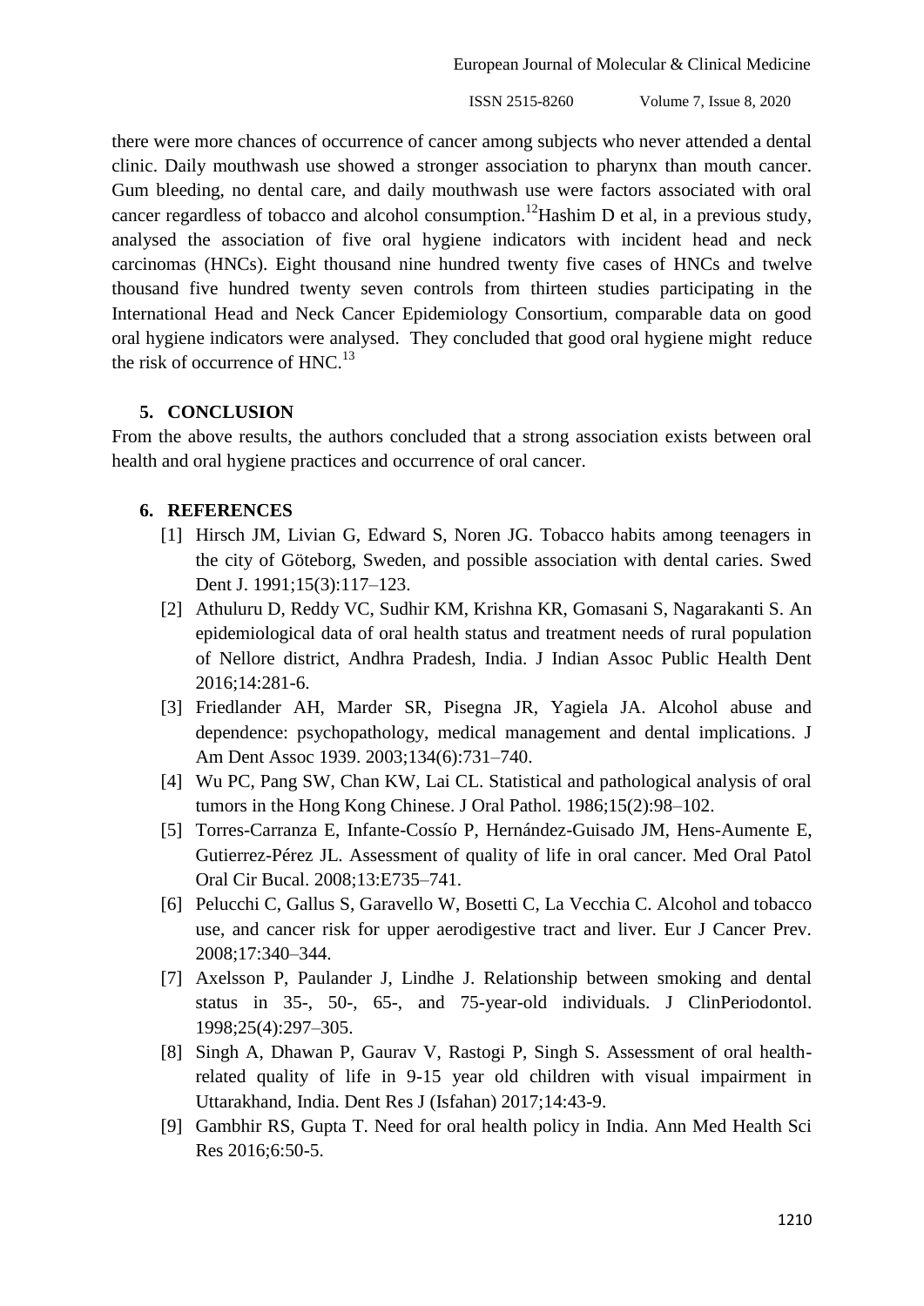there were more chances of occurrence of cancer among subjects who never attended a dental clinic. Daily mouthwash use showed a stronger association to pharynx than mouth cancer. Gum bleeding, no dental care, and daily mouthwash use were factors associated with oral cancer regardless of tobacco and alcohol consumption.[12] Hashim D et al, in a previous study, analysed the association of five oral hygiene indicators with incident head and neck carcinomas (HNCs). Eight thousand nine hundred twenty five cases of HNCs and twelve thousand five hundred twenty seven controls from thirteen studies participating in the International Head and Neck Cancer Epidemiology Consortium, comparable data on good oral hygiene indicators were analysed. They concluded that good oral hygiene might reduce the risk of occurrence of HNC.[13]

## 5. CONCLUSION

From the above results, the authors concluded that a strong association exists between oral health and oral hygiene practices and occurrence of oral cancer.

## 6. REFERENCES

[1] Hirsch JM, Livian G, Edward S, Noren JG. Tobacco habits among teenagers in the city of Göteborg, Sweden, and possible association with dental caries. Swed Dent J. 1991;15(3):117–123.

[2] Athuluru D, Reddy VC, Sudhir KM, Krishna KR, Gomasani S, Nagarakanti S. An epidemiological data of oral health status and treatment needs of rural population of Nellore district, Andhra Pradesh, India. J Indian Assoc Public Health Dent 2016;14:281-6.

[3] Friedlander AH, Marder SR, Pisegna JR, Yagiela JA. Alcohol abuse and dependence: psychopathology, medical management and dental implications. J Am Dent Assoc 1939. 2003;134(6):731–740.

[4] Wu PC, Pang SW, Chan KW, Lai CL. Statistical and pathological analysis of oral tumors in the Hong Kong Chinese. J Oral Pathol. 1986;15(2):98–102.

[5] Torres-Carranza E, Infante-Cossío P, Hernández-Guisado JM, Hens-Aumente E, Gutierrez-Pérez JL. Assessment of quality of life in oral cancer. Med Oral Patol Oral Cir Bucal. 2008;13:E735–741.

[6] Pelucchi C, Gallus S, Garavello W, Bosetti C, La Vecchia C. Alcohol and tobacco use, and cancer risk for upper aerodigestive tract and liver. Eur J Cancer Prev. 2008;17:340–344.

[7] Axelsson P, Paulander J, Lindhe J. Relationship between smoking and dental status in 35-, 50-, 65-, and 75-year-old individuals. J ClinPeriodontol. 1998;25(4):297–305.

[8] Singh A, Dhawan P, Gaurav V, Rastogi P, Singh S. Assessment of oral health-related quality of life in 9-15 year old children with visual impairment in Uttarakhand, India. Dent Res J (Isfahan) 2017;14:43-9.

[9] Gambhir RS, Gupta T. Need for oral health policy in India. Ann Med Health Sci Res 2016;6:50-5.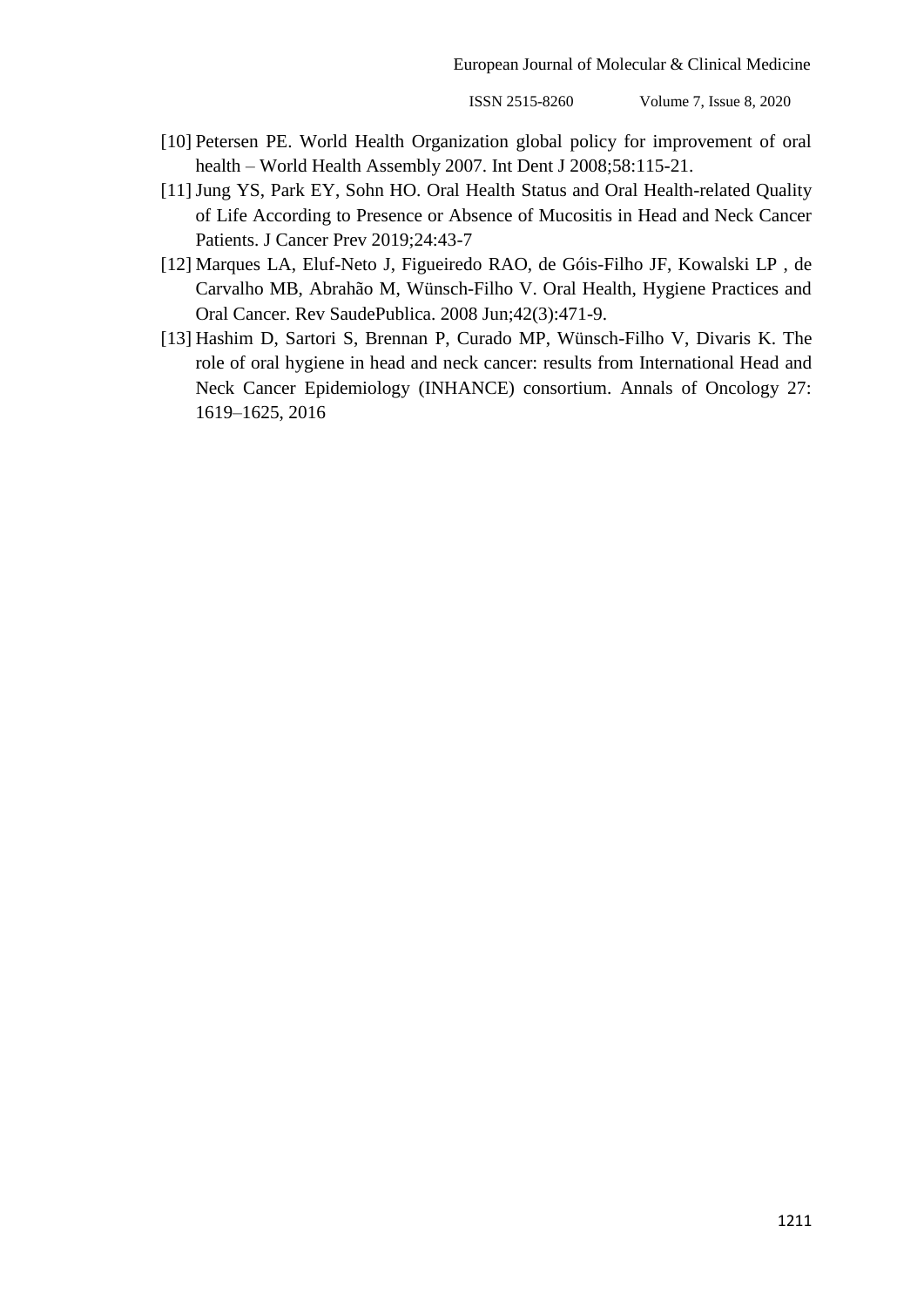[10] Petersen PE. World Health Organization global policy for improvement of oral health – World Health Assembly 2007. Int Dent J 2008;58:115-21.

[11] Jung YS, Park EY, Sohn HO. Oral Health Status and Oral Health-related Quality of Life According to Presence or Absence of Mucositis in Head and Neck Cancer Patients. J Cancer Prev 2019;24:43-7

[12] Marques LA, Eluf-Neto J, Figueiredo RAO, de Góis-Filho JF, Kowalski LP , de Carvalho MB, Abrahão M, Wünsch-Filho V. Oral Health, Hygiene Practices and Oral Cancer. Rev SaudePublica. 2008 Jun;42(3):471-9.

[13] Hashim D, Sartori S, Brennan P, Curado MP, Wünsch-Filho V, Divaris K. The role of oral hygiene in head and neck cancer: results from International Head and Neck Cancer Epidemiology (INHANCE) consortium. Annals of Oncology 27: 1619–1625, 2016